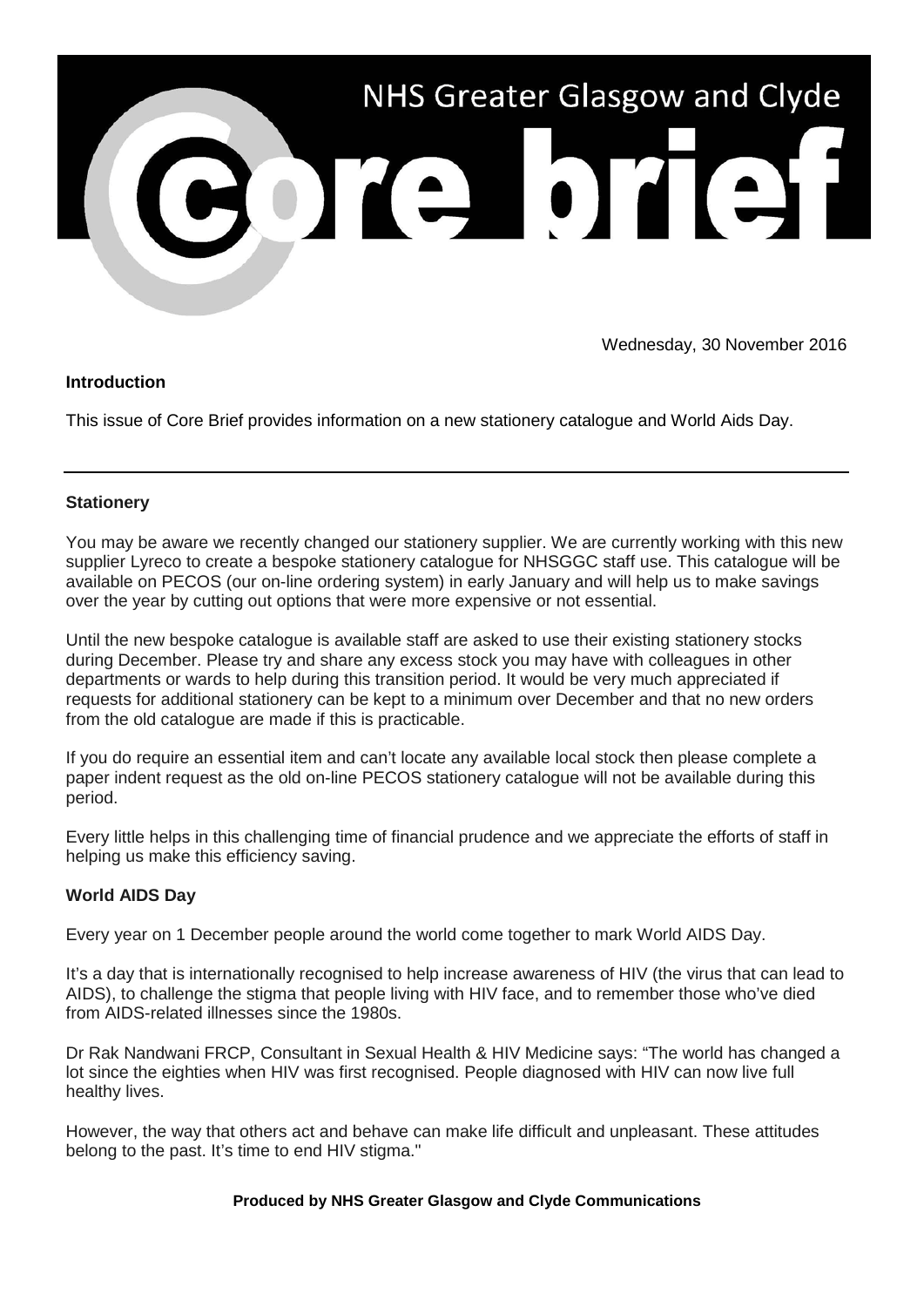NHS Greater Glasgow and Clyde

# Core brief

Wednesday, 30 November 2016

**Introduction**

This issue of Core Brief provides information on a new stationery catalogue and World Aids Day.

---

**Stationery**

You may be aware we recently changed our stationery supplier. We are currently working with this new supplier Lyreco to create a bespoke stationery catalogue for NHSGGC staff use. This catalogue will be available on PECOS (our on-line ordering system) in early January and will help us to make savings over the year by cutting out options that were more expensive or not essential.

Until the new bespoke catalogue is available staff are asked to use their existing stationery stocks during December. Please try and share any excess stock you may have with colleagues in other departments or wards to help during this transition period. It would be very much appreciated if requests for additional stationery can be kept to a minimum over December and that no new orders from the old catalogue are made if this is practicable.

If you do require an essential item and can't locate any available local stock then please complete a paper indent request as the old on-line PECOS stationery catalogue will not be available during this period.

Every little helps in this challenging time of financial prudence and we appreciate the efforts of staff in helping us make this efficiency saving.

**World AIDS Day**

Every year on 1 December people around the world come together to mark World AIDS Day.

It's a day that is internationally recognised to help increase awareness of HIV (the virus that can lead to AIDS), to challenge the stigma that people living with HIV face, and to remember those who've died from AIDS-related illnesses since the 1980s.

Dr Rak Nandwani FRCP, Consultant in Sexual Health & HIV Medicine says: "The world has changed a lot since the eighties when HIV was first recognised. People diagnosed with HIV can now live full healthy lives.

However, the way that others act and behave can make life difficult and unpleasant. These attitudes belong to the past. It's time to end HIV stigma."

**Produced by NHS Greater Glasgow and Clyde Communications**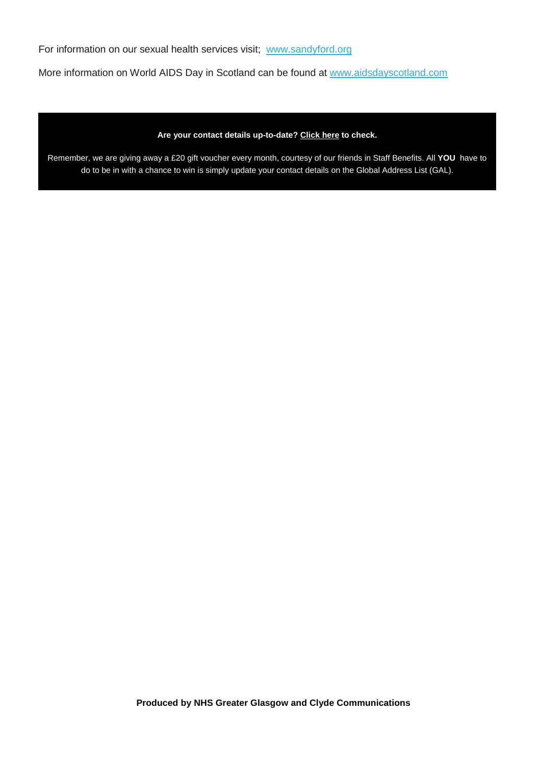For information on our sexual health services visit; www.sandyford.org

More information on World AIDS Day in Scotland can be found at www.aidsdayscotland.com

**Are your contact details up-to-date? Click here to check.**

Remember, we are giving away a £20 gift voucher every month, courtesy of our friends in Staff Benefits. All **YOU** have to do to be in with a chance to win is simply update your contact details on the Global Address List (GAL).

**Produced by NHS Greater Glasgow and Clyde Communications**